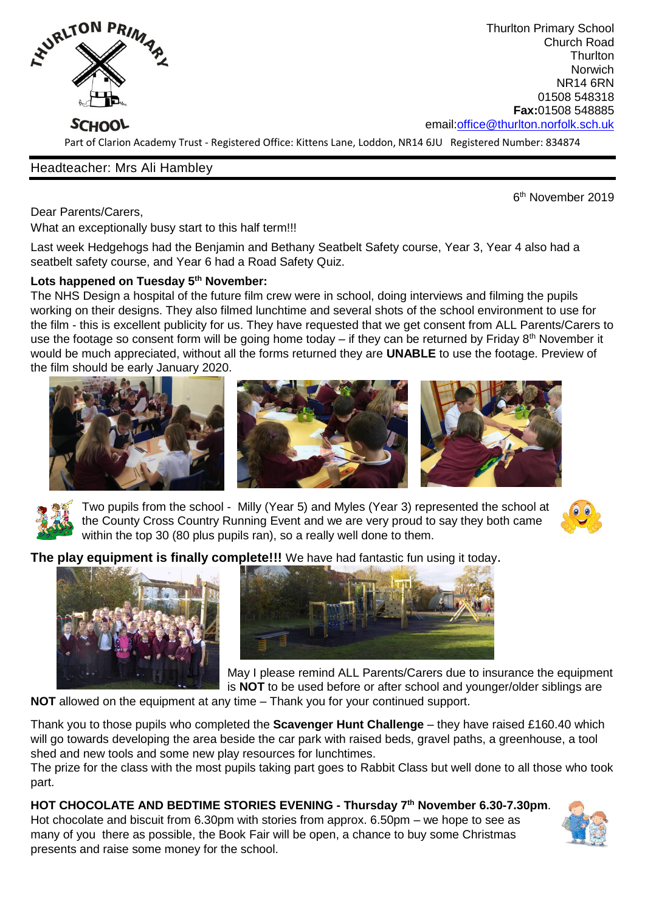Thurlton Primary School
Church Road
Thurlton
Norwich
NR14 6RN
01508 548318
**Fax:**01508 548885
email:office@thurlton.norfolk.sch.uk

Part of Clarion Academy Trust - Registered Office: Kittens Lane, Loddon, NR14 6JU Registered Number: 834874

Headteacher: Mrs Ali Hambley

6th November 2019

Dear Parents/Carers,

What an exceptionally busy start to this half term!!!

Last week Hedgehogs had the Benjamin and Bethany Seatbelt Safety course, Year 3, Year 4 also had a seatbelt safety course, and Year 6 had a Road Safety Quiz.

**Lots happened on Tuesday 5th November:**

The NHS Design a hospital of the future film crew were in school, doing interviews and filming the pupils working on their designs. They also filmed lunchtime and several shots of the school environment to use for the film - this is excellent publicity for us. They have requested that we get consent from ALL Parents/Carers to use the footage so consent form will be going home today – if they can be returned by Friday 8th November it would be much appreciated, without all the forms returned they are **UNABLE** to use the footage. Preview of the film should be early January 2020.

Two pupils from the school - Milly (Year 5) and Myles (Year 3) represented the school at the County Cross Country Running Event and we are very proud to say they both came within the top 30 (80 plus pupils ran), so a really well done to them.

**The play equipment is finally complete!!!** We have had fantastic fun using it today.

May I please remind ALL Parents/Carers due to insurance the equipment is **NOT** to be used before or after school and younger/older siblings are **NOT** allowed on the equipment at any time – Thank you for your continued support.

Thank you to those pupils who completed the **Scavenger Hunt Challenge** – they have raised £160.40 which will go towards developing the area beside the car park with raised beds, gravel paths, a greenhouse, a tool shed and new tools and some new play resources for lunchtimes.

The prize for the class with the most pupils taking part goes to Rabbit Class but well done to all those who took part.

**HOT CHOCOLATE AND BEDTIME STORIES EVENING - Thursday 7th November 6.30-7.30pm**.

Hot chocolate and biscuit from 6.30pm with stories from approx. 6.50pm – we hope to see as many of you there as possible, the Book Fair will be open, a chance to buy some Christmas presents and raise some money for the school.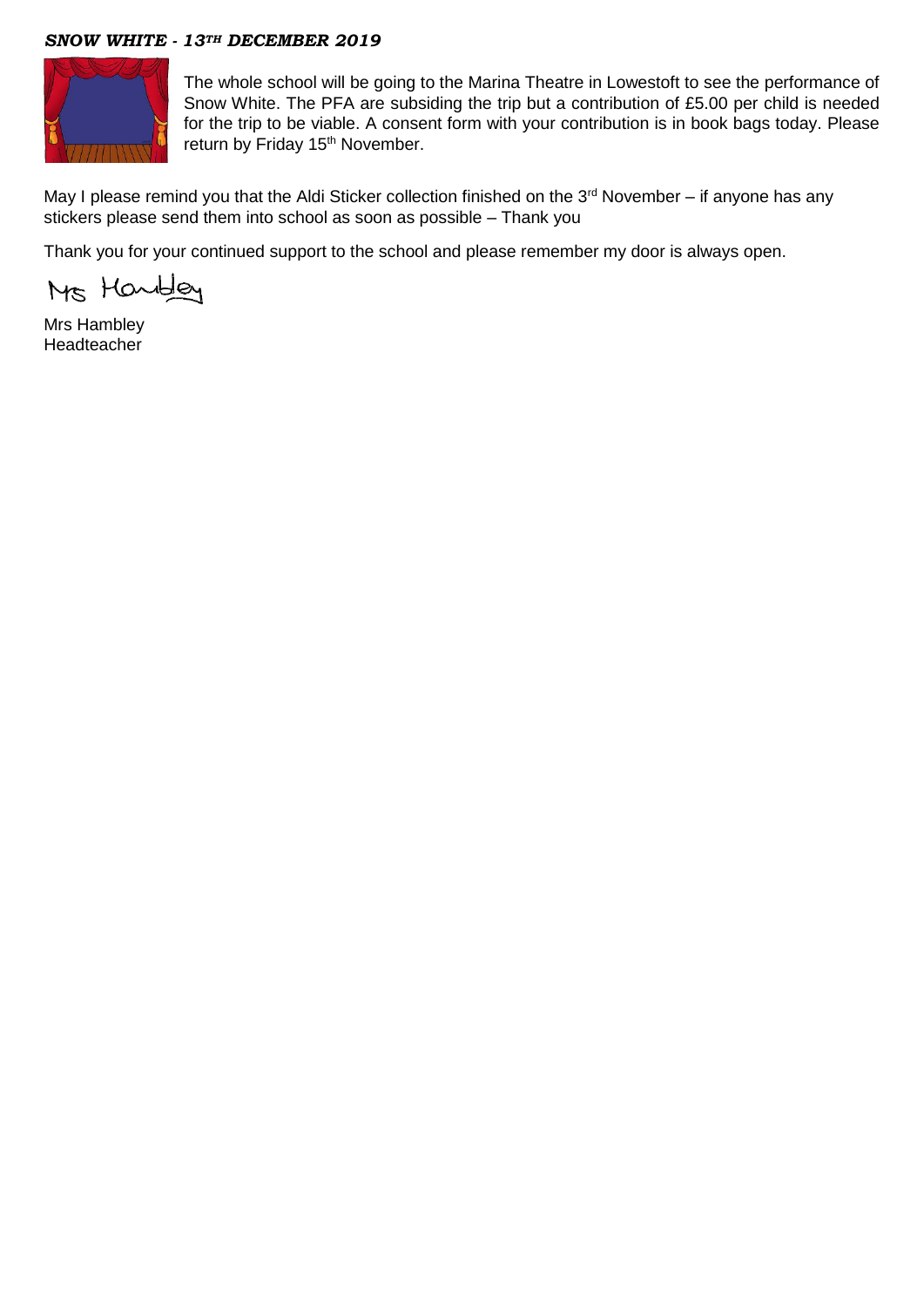***SNOW WHITE - 13TH DECEMBER 2019***

The whole school will be going to the Marina Theatre in Lowestoft to see the performance of Snow White. The PFA are subsiding the trip but a contribution of £5.00 per child is needed for the trip to be viable. A consent form with your contribution is in book bags today. Please return by Friday 15th November.

May I please remind you that the Aldi Sticker collection finished on the 3rd November – if anyone has any stickers please send them into school as soon as possible – Thank you

Thank you for your continued support to the school and please remember my door is always open.

Mrs Hambley

Mrs Hambley
Headteacher